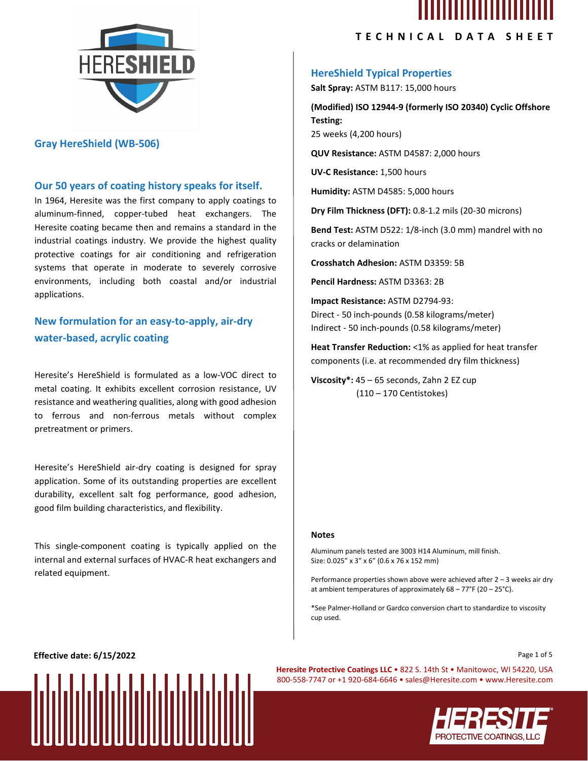# TECHNICAL DATA SHEET

## Gray HereShield (WB-506)

### Our 50 years of coating history speaks for itself.

In 1964, Heresite was the first company to apply coatings to aluminum-finned, copper-tubed heat exchangers. The Heresite coating became then and remains a standard in the industrial coatings industry. We provide the highest quality protective coatings for air conditioning and refrigeration systems that operate in moderate to severely corrosive environments, including both coastal and/or industrial applications.

### New formulation for an easy-to-apply, air-dry water-based, acrylic coating

Heresite's HereShield is formulated as a low-VOC direct to metal coating. It exhibits excellent corrosion resistance, UV resistance and weathering qualities, along with good adhesion to ferrous and non-ferrous metals without complex pretreatment or primers.

Heresite's HereShield air-dry coating is designed for spray application. Some of its outstanding properties are excellent durability, excellent salt fog performance, good adhesion, good film building characteristics, and flexibility.

This single-component coating is typically applied on the internal and external surfaces of HVAC-R heat exchangers and related equipment.

### HereShield Typical Properties

**Salt Spray:** ASTM B117: 15,000 hours

**(Modified) ISO 12944-9 (formerly ISO 20340) Cyclic Offshore Testing:**
25 weeks (4,200 hours)

**QUV Resistance:** ASTM D4587: 2,000 hours

**UV-C Resistance:** 1,500 hours

**Humidity:** ASTM D4585: 5,000 hours

**Dry Film Thickness (DFT):** 0.8-1.2 mils (20-30 microns)

**Bend Test:** ASTM D522: 1/8-inch (3.0 mm) mandrel with no cracks or delamination

**Crosshatch Adhesion:** ASTM D3359: 5B

**Pencil Hardness:** ASTM D3363: 2B

**Impact Resistance:** ASTM D2794-93:
Direct - 50 inch-pounds (0.58 kilograms/meter)
Indirect - 50 inch-pounds (0.58 kilograms/meter)

**Heat Transfer Reduction:** <1% as applied for heat transfer components (i.e. at recommended dry film thickness)

**Viscosity*:** 45 – 65 seconds, Zahn 2 EZ cup
(110 – 170 Centistokes)

#### Notes

Aluminum panels tested are 3003 H14 Aluminum, mill finish.
Size: 0.025" x 3" x 6" (0.6 x 76 x 152 mm)

Performance properties shown above were achieved after 2 – 3 weeks air dry at ambient temperatures of approximately 68 – 77°F (20 – 25°C).

*See Palmer-Holland or Gardco conversion chart to standardize to viscosity cup used.

**Effective date: 6/15/2022**

**Heresite Protective Coatings LLC** • 822 S. 14th St • Manitowoc, WI 54220, USA
800-558-7747 or +1 920-684-6646 • sales@Heresite.com • www.Heresite.com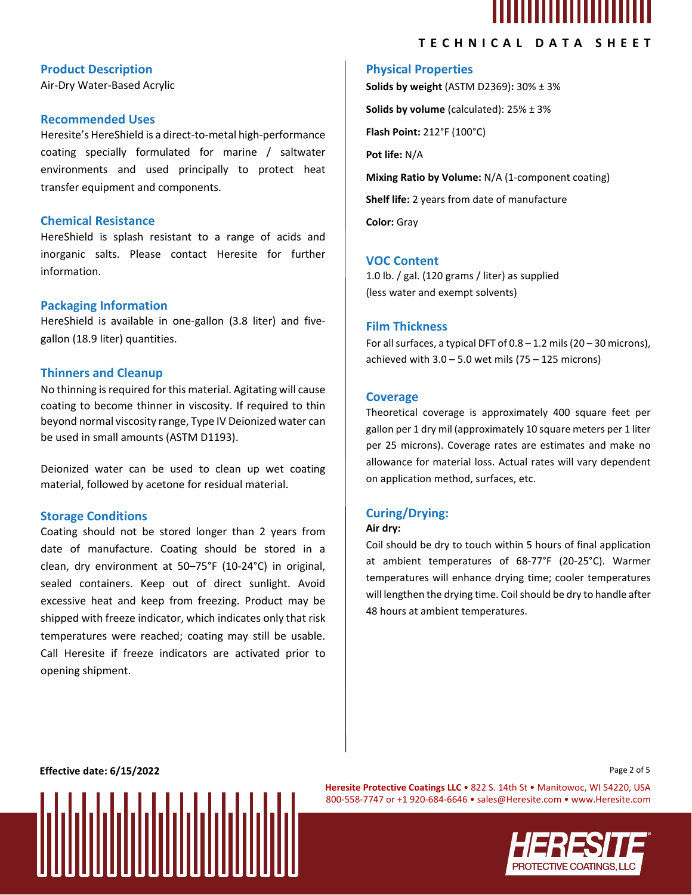## Product Description

Air-Dry Water-Based Acrylic

## Recommended Uses

Heresite's HereShield is a direct-to-metal high-performance coating specially formulated for marine / saltwater environments and used principally to protect heat transfer equipment and components.

## Chemical Resistance

HereShield is splash resistant to a range of acids and inorganic salts. Please contact Heresite for further information.

## Packaging Information

HereShield is available in one-gallon (3.8 liter) and five-gallon (18.9 liter) quantities.

## Thinners and Cleanup

No thinning is required for this material. Agitating will cause coating to become thinner in viscosity. If required to thin beyond normal viscosity range, Type IV Deionized water can be used in small amounts (ASTM D1193).

Deionized water can be used to clean up wet coating material, followed by acetone for residual material.

## Storage Conditions

Coating should not be stored longer than 2 years from date of manufacture. Coating should be stored in a clean, dry environment at 50–75°F (10-24°C) in original, sealed containers. Keep out of direct sunlight. Avoid excessive heat and keep from freezing. Product may be shipped with freeze indicator, which indicates only that risk temperatures were reached; coating may still be usable. Call Heresite if freeze indicators are activated prior to opening shipment.

## Physical Properties

**Solids by weight** (ASTM D2369)**:** 30% ± 3%

**Solids by volume** (calculated): 25% ± 3%

**Flash Point:** 212°F (100°C)

**Pot life:** N/A

**Mixing Ratio by Volume:** N/A (1-component coating)

**Shelf life:** 2 years from date of manufacture

**Color:** Gray

## VOC Content

1.0 lb. / gal. (120 grams / liter) as supplied
(less water and exempt solvents)

## Film Thickness

For all surfaces, a typical DFT of 0.8 – 1.2 mils (20 – 30 microns), achieved with 3.0 – 5.0 wet mils (75 – 125 microns)

## Coverage

Theoretical coverage is approximately 400 square feet per gallon per 1 dry mil (approximately 10 square meters per 1 liter per 25 microns). Coverage rates are estimates and make no allowance for material loss. Actual rates will vary dependent on application method, surfaces, etc.

## Curing/Drying:

**Air dry:**

Coil should be dry to touch within 5 hours of final application at ambient temperatures of 68-77°F (20-25°C). Warmer temperatures will enhance drying time; cooler temperatures will lengthen the drying time. Coil should be dry to handle after 48 hours at ambient temperatures.

**Effective date: 6/15/2022**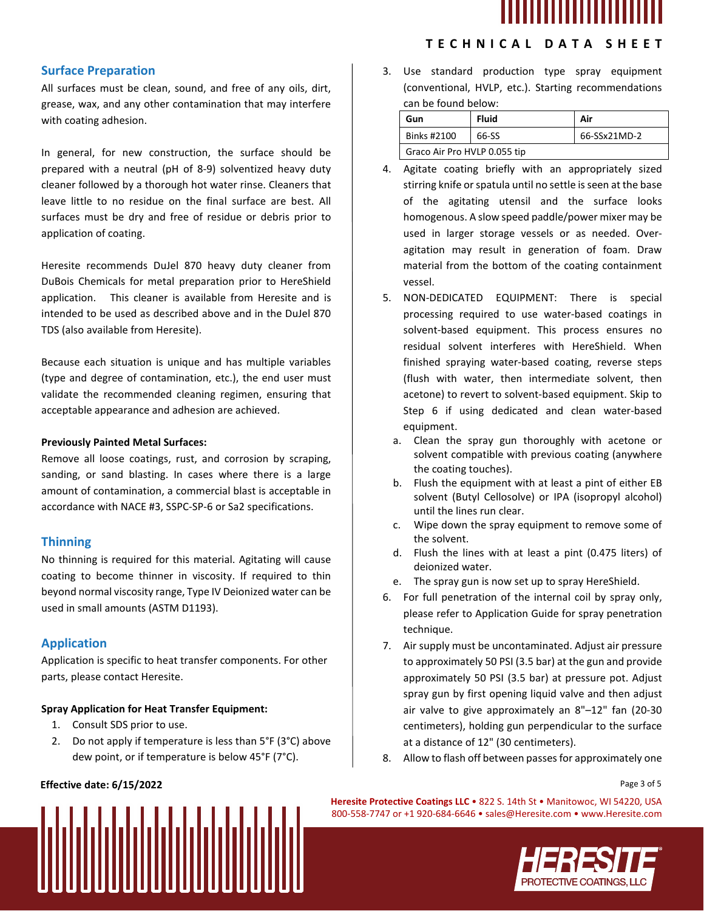## Surface Preparation

All surfaces must be clean, sound, and free of any oils, dirt, grease, wax, and any other contamination that may interfere with coating adhesion.

In general, for new construction, the surface should be prepared with a neutral (pH of 8-9) solventized heavy duty cleaner followed by a thorough hot water rinse. Cleaners that leave little to no residue on the final surface are best. All surfaces must be dry and free of residue or debris prior to application of coating.

Heresite recommends DuJel 870 heavy duty cleaner from DuBois Chemicals for metal preparation prior to HereShield application. This cleaner is available from Heresite and is intended to be used as described above and in the DuJel 870 TDS (also available from Heresite).

Because each situation is unique and has multiple variables (type and degree of contamination, etc.), the end user must validate the recommended cleaning regimen, ensuring that acceptable appearance and adhesion are achieved.

**Previously Painted Metal Surfaces:**

Remove all loose coatings, rust, and corrosion by scraping, sanding, or sand blasting. In cases where there is a large amount of contamination, a commercial blast is acceptable in accordance with NACE #3, SSPC-SP-6 or Sa2 specifications.

## Thinning

No thinning is required for this material. Agitating will cause coating to become thinner in viscosity. If required to thin beyond normal viscosity range, Type IV Deionized water can be used in small amounts (ASTM D1193).

## Application

Application is specific to heat transfer components. For other parts, please contact Heresite.

**Spray Application for Heat Transfer Equipment:**

1. Consult SDS prior to use.
2. Do not apply if temperature is less than 5°F (3°C) above dew point, or if temperature is below 45°F (7°C).
3. Use standard production type spray equipment (conventional, HVLP, etc.). Starting recommendations can be found below:

| Gun | Fluid | Air |
|---|---|---|
| Binks #2100 | 66-SS | 66-SSx21MD-2 |
| Graco Air Pro HVLP 0.055 tip | | |

4. Agitate coating briefly with an appropriately sized stirring knife or spatula until no settle is seen at the base of the agitating utensil and the surface looks homogenous. A slow speed paddle/power mixer may be used in larger storage vessels or as needed. Over-agitation may result in generation of foam. Draw material from the bottom of the coating containment vessel.
5. NON-DEDICATED EQUIPMENT: There is special processing required to use water-based coatings in solvent-based equipment. This process ensures no residual solvent interferes with HereShield. When finished spraying water-based coating, reverse steps (flush with water, then intermediate solvent, then acetone) to revert to solvent-based equipment. Skip to Step 6 if using dedicated and clean water-based equipment.
   a. Clean the spray gun thoroughly with acetone or solvent compatible with previous coating (anywhere the coating touches).
   b. Flush the equipment with at least a pint of either EB solvent (Butyl Cellosolve) or IPA (isopropyl alcohol) until the lines run clear.
   c. Wipe down the spray equipment to remove some of the solvent.
   d. Flush the lines with at least a pint (0.475 liters) of deionized water.
   e. The spray gun is now set up to spray HereShield.
6. For full penetration of the internal coil by spray only, please refer to Application Guide for spray penetration technique.
7. Air supply must be uncontaminated. Adjust air pressure to approximately 50 PSI (3.5 bar) at the gun and provide approximately 50 PSI (3.5 bar) at pressure pot. Adjust spray gun by first opening liquid valve and then adjust air valve to give approximately an 8"–12" fan (20-30 centimeters), holding gun perpendicular to the surface at a distance of 12" (30 centimeters).
8. Allow to flash off between passes for approximately one

**Effective date: 6/15/2022**

**Heresite Protective Coatings LLC** • 822 S. 14th St • Manitowoc, WI 54220, USA
800-558-7747 or +1 920-684-6646 • sales@Heresite.com • www.Heresite.com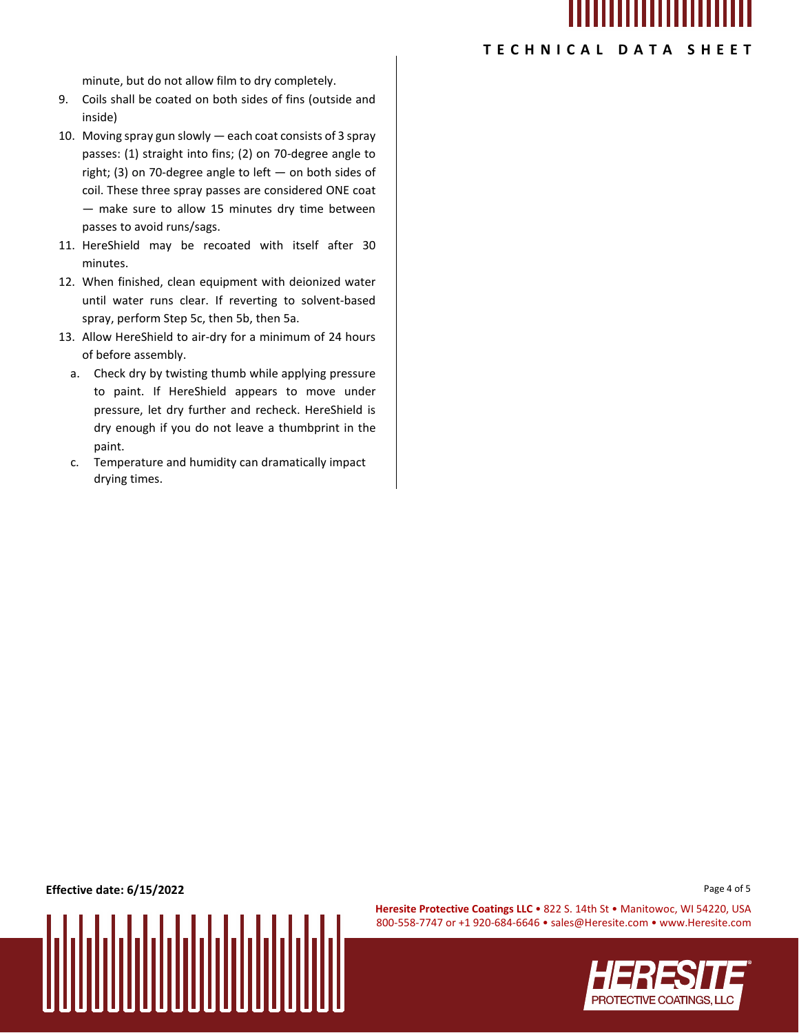minute, but do not allow film to dry completely.

9. Coils shall be coated on both sides of fins (outside and inside)
10. Moving spray gun slowly — each coat consists of 3 spray passes: (1) straight into fins; (2) on 70-degree angle to right; (3) on 70-degree angle to left — on both sides of coil. These three spray passes are considered ONE coat — make sure to allow 15 minutes dry time between passes to avoid runs/sags.
11. HereShield may be recoated with itself after 30 minutes.
12. When finished, clean equipment with deionized water until water runs clear. If reverting to solvent-based spray, perform Step 5c, then 5b, then 5a.
13. Allow HereShield to air-dry for a minimum of 24 hours of before assembly.
    a. Check dry by twisting thumb while applying pressure to paint. If HereShield appears to move under pressure, let dry further and recheck. HereShield is dry enough if you do not leave a thumbprint in the paint.
    c. Temperature and humidity can dramatically impact drying times.

**Effective date: 6/15/2022**

**Heresite Protective Coatings LLC** • 822 S. 14th St • Manitowoc, WI 54220, USA
800-558-7747 or +1 920-684-6646 • sales@Heresite.com • www.Heresite.com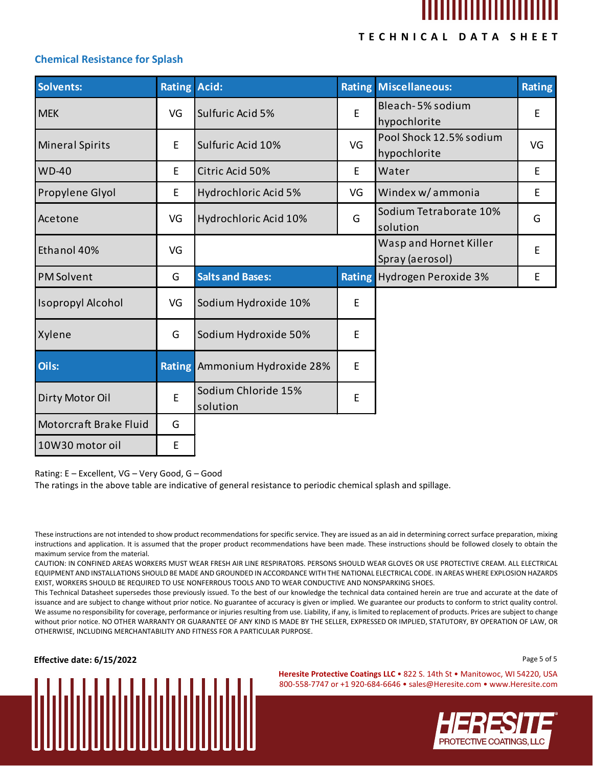## Chemical Resistance for Splash

| Solvents: | Rating | Acid: | Rating | Miscellaneous: | Rating |
|---|---|---|---|---|---|
| MEK | VG | Sulfuric Acid 5% | E | Bleach- 5% sodium hypochlorite | E |
| Mineral Spirits | E | Sulfuric Acid 10% | VG | Pool Shock 12.5% sodium hypochlorite | VG |
| WD-40 | E | Citric Acid 50% | E | Water | E |
| Propylene Glyol | E | Hydrochloric Acid 5% | VG | Windex w/ ammonia | E |
| Acetone | VG | Hydrochloric Acid 10% | G | Sodium Tetraborate 10% solution | G |
| Ethanol 40% | VG | | | Wasp and Hornet Killer Spray (aerosol) | E |
| PM Solvent | G | **Salts and Bases:** | **Rating** | Hydrogen Peroxide 3% | E |
| Isopropyl Alcohol | VG | Sodium Hydroxide 10% | E | | |
| Xylene | G | Sodium Hydroxide 50% | E | | |
| **Oils:** | **Rating** | Ammonium Hydroxide 28% | E | | |
| Dirty Motor Oil | E | Sodium Chloride 15% solution | E | | |
| Motorcraft Brake Fluid | G | | | | |
| 10W30 motor oil | E | | | | |

Rating: E – Excellent, VG – Very Good, G – Good

The ratings in the above table are indicative of general resistance to periodic chemical splash and spillage.

These instructions are not intended to show product recommendations for specific service. They are issued as an aid in determining correct surface preparation, mixing instructions and application. It is assumed that the proper product recommendations have been made. These instructions should be followed closely to obtain the maximum service from the material.

CAUTION: IN CONFINED AREAS WORKERS MUST WEAR FRESH AIR LINE RESPIRATORS. PERSONS SHOULD WEAR GLOVES OR USE PROTECTIVE CREAM. ALL ELECTRICAL EQUIPMENT AND INSTALLATIONS SHOULD BE MADE AND GROUNDED IN ACCORDANCE WITH THE NATIONAL ELECTRICAL CODE. IN AREAS WHERE EXPLOSION HAZARDS EXIST, WORKERS SHOULD BE REQUIRED TO USE NONFERROUS TOOLS AND TO WEAR CONDUCTIVE AND NONSPARKING SHOES.

This Technical Datasheet supersedes those previously issued. To the best of our knowledge the technical data contained herein are true and accurate at the date of issuance and are subject to change without prior notice. No guarantee of accuracy is given or implied. We guarantee our products to conform to strict quality control. We assume no responsibility for coverage, performance or injuries resulting from use. Liability, if any, is limited to replacement of products. Prices are subject to change without prior notice. NO OTHER WARRANTY OR GUARANTEE OF ANY KIND IS MADE BY THE SELLER, EXPRESSED OR IMPLIED, STATUTORY, BY OPERATION OF LAW, OR OTHERWISE, INCLUDING MERCHANTABILITY AND FITNESS FOR A PARTICULAR PURPOSE.

**Effective date: 6/15/2022**

**Heresite Protective Coatings LLC** • 822 S. 14th St • Manitowoc, WI 54220, USA
800-558-7747 or +1 920-684-6646 • sales@Heresite.com • www.Heresite.com